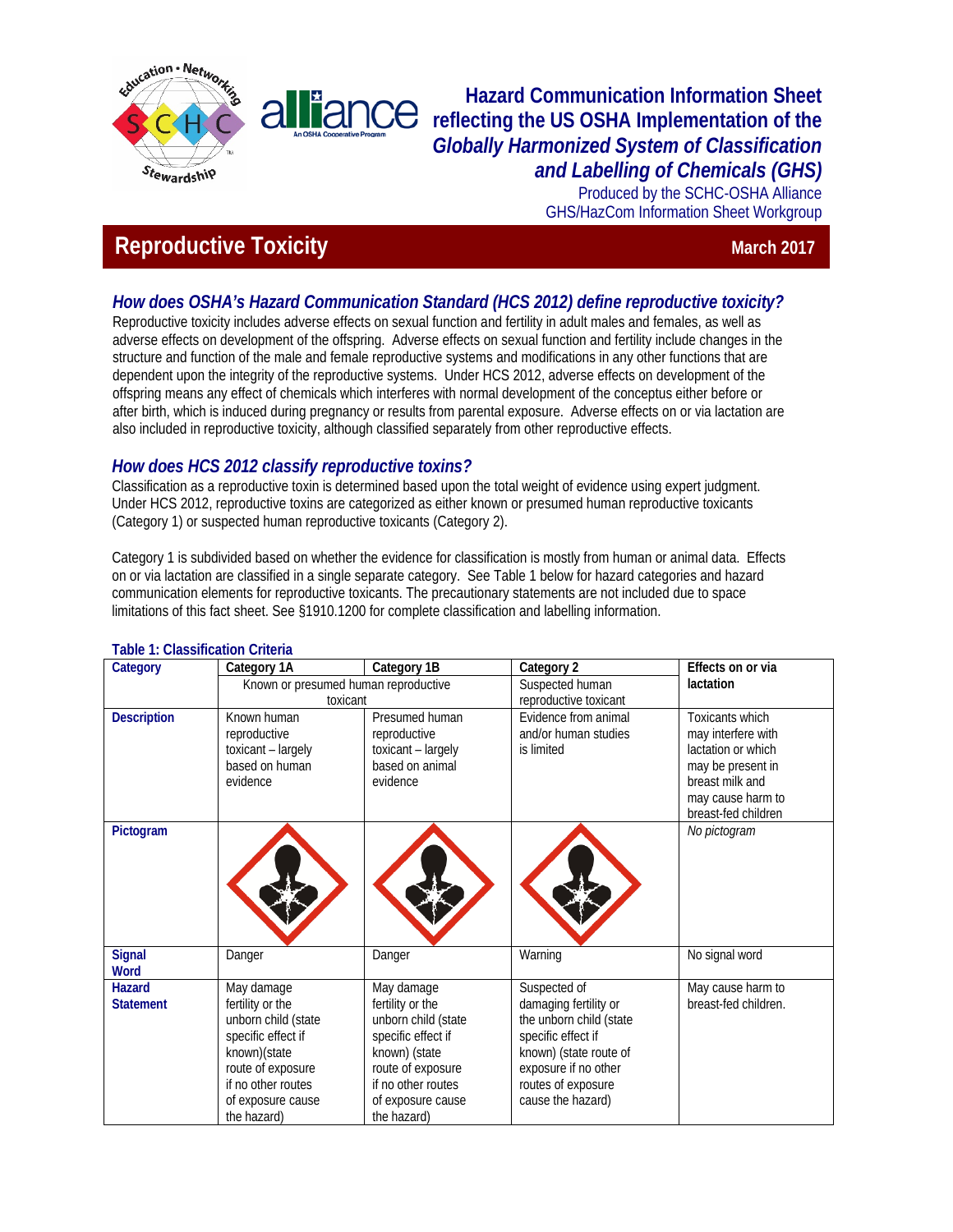# Hazard Communication Information Sheet reflecting the US OSHA Implementation of the *Globally Harmonized System of Classification and Labelling of Chemicals (GHS)*

Produced by the SCHC-OSHA Alliance GHS/HazCom Information Sheet Workgroup

## Reproductive Toxicity

**March 2017**

### *How does OSHA's Hazard Communication Standard (HCS 2012) define reproductive toxicity?*

Reproductive toxicity includes adverse effects on sexual function and fertility in adult males and females, as well as adverse effects on development of the offspring. Adverse effects on sexual function and fertility include changes in the structure and function of the male and female reproductive systems and modifications in any other functions that are dependent upon the integrity of the reproductive systems. Under HCS 2012, adverse effects on development of the offspring means any effect of chemicals which interferes with normal development of the conceptus either before or after birth, which is induced during pregnancy or results from parental exposure. Adverse effects on or via lactation are also included in reproductive toxicity, although classified separately from other reproductive effects.

### *How does HCS 2012 classify reproductive toxins?*

Classification as a reproductive toxin is determined based upon the total weight of evidence using expert judgment. Under HCS 2012, reproductive toxins are categorized as either known or presumed human reproductive toxicants (Category 1) or suspected human reproductive toxicants (Category 2).

Category 1 is subdivided based on whether the evidence for classification is mostly from human or animal data. Effects on or via lactation are classified in a single separate category. See Table 1 below for hazard categories and hazard communication elements for reproductive toxicants. The precautionary statements are not included due to space limitations of this fact sheet. See §1910.1200 for complete classification and labelling information.

**Table 1: Classification Criteria**

| Category | Category 1A | Category 1B | Category 2 | Effects on or via lactation |
|---|---|---|---|---|
| | Known or presumed human reproductive toxicant | | Suspected human reproductive toxicant | |
| Description | Known human reproductive toxicant – largely based on human evidence | Presumed human reproductive toxicant – largely based on animal evidence | Evidence from animal and/or human studies is limited | Toxicants which may interfere with lactation or which may be present in breast milk and may cause harm to breast-fed children |
| Pictogram | | | | *No pictogram* |
| Signal Word | Danger | Danger | Warning | No signal word |
| Hazard Statement | May damage fertility or the unborn child (state specific effect if known)(state route of exposure if no other routes of exposure cause the hazard) | May damage fertility or the unborn child (state specific effect if known) (state route of exposure if no other routes of exposure cause the hazard) | Suspected of damaging fertility or the unborn child (state specific effect if known) (state route of exposure if no other routes of exposure cause the hazard) | May cause harm to breast-fed children. |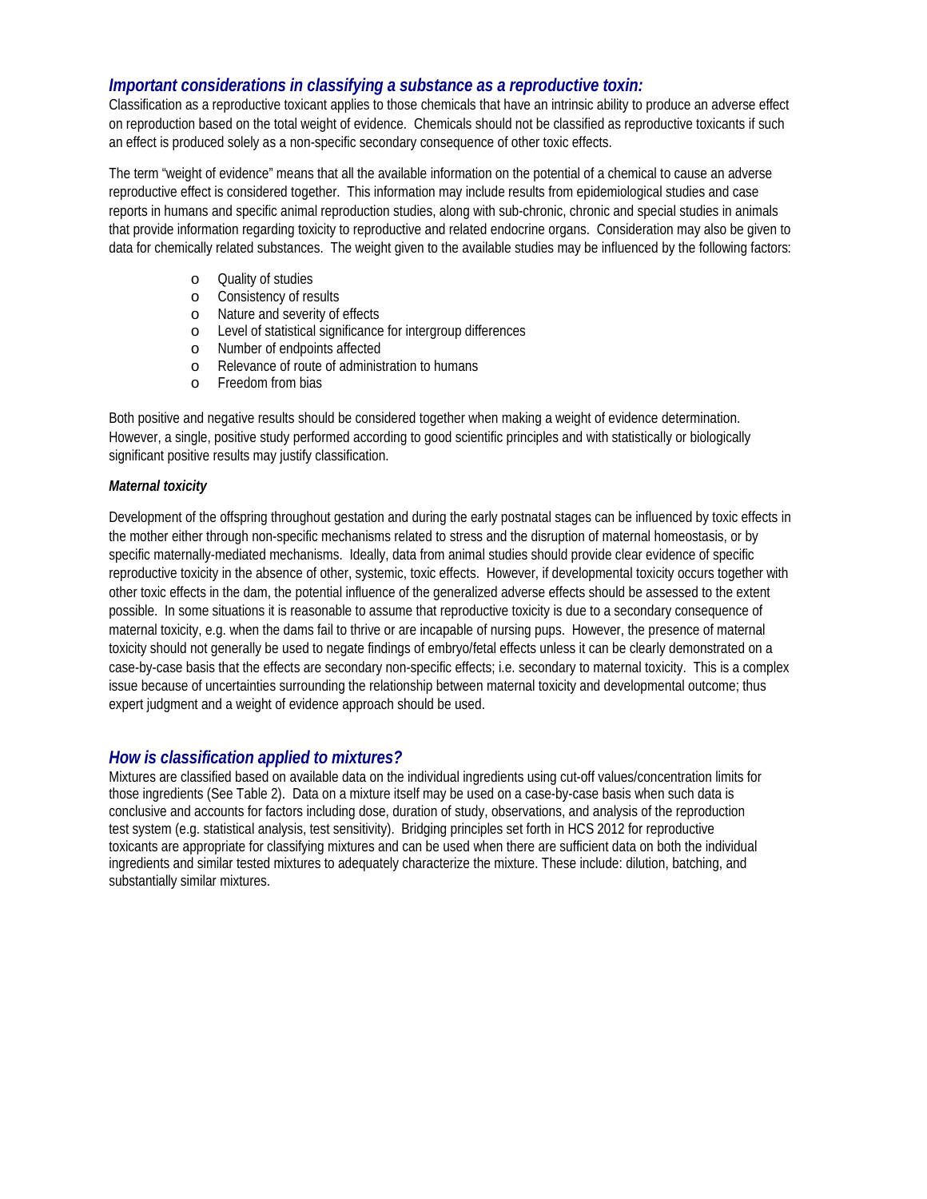## *Important considerations in classifying a substance as a reproductive toxin:*

Classification as a reproductive toxicant applies to those chemicals that have an intrinsic ability to produce an adverse effect on reproduction based on the total weight of evidence. Chemicals should not be classified as reproductive toxicants if such an effect is produced solely as a non-specific secondary consequence of other toxic effects.

The term "weight of evidence" means that all the available information on the potential of a chemical to cause an adverse reproductive effect is considered together. This information may include results from epidemiological studies and case reports in humans and specific animal reproduction studies, along with sub-chronic, chronic and special studies in animals that provide information regarding toxicity to reproductive and related endocrine organs. Consideration may also be given to data for chemically related substances. The weight given to the available studies may be influenced by the following factors:

- Quality of studies
- Consistency of results
- Nature and severity of effects
- Level of statistical significance for intergroup differences
- Number of endpoints affected
- Relevance of route of administration to humans
- Freedom from bias

Both positive and negative results should be considered together when making a weight of evidence determination. However, a single, positive study performed according to good scientific principles and with statistically or biologically significant positive results may justify classification.

### *Maternal toxicity*

Development of the offspring throughout gestation and during the early postnatal stages can be influenced by toxic effects in the mother either through non-specific mechanisms related to stress and the disruption of maternal homeostasis, or by specific maternally-mediated mechanisms. Ideally, data from animal studies should provide clear evidence of specific reproductive toxicity in the absence of other, systemic, toxic effects. However, if developmental toxicity occurs together with other toxic effects in the dam, the potential influence of the generalized adverse effects should be assessed to the extent possible. In some situations it is reasonable to assume that reproductive toxicity is due to a secondary consequence of maternal toxicity, e.g. when the dams fail to thrive or are incapable of nursing pups. However, the presence of maternal toxicity should not generally be used to negate findings of embryo/fetal effects unless it can be clearly demonstrated on a case-by-case basis that the effects are secondary non-specific effects; i.e. secondary to maternal toxicity. This is a complex issue because of uncertainties surrounding the relationship between maternal toxicity and developmental outcome; thus expert judgment and a weight of evidence approach should be used.

## *How is classification applied to mixtures?*

Mixtures are classified based on available data on the individual ingredients using cut-off values/concentration limits for those ingredients (See Table 2). Data on a mixture itself may be used on a case-by-case basis when such data is conclusive and accounts for factors including dose, duration of study, observations, and analysis of the reproduction test system (e.g. statistical analysis, test sensitivity). Bridging principles set forth in HCS 2012 for reproductive toxicants are appropriate for classifying mixtures and can be used when there are sufficient data on both the individual ingredients and similar tested mixtures to adequately characterize the mixture. These include: dilution, batching, and substantially similar mixtures.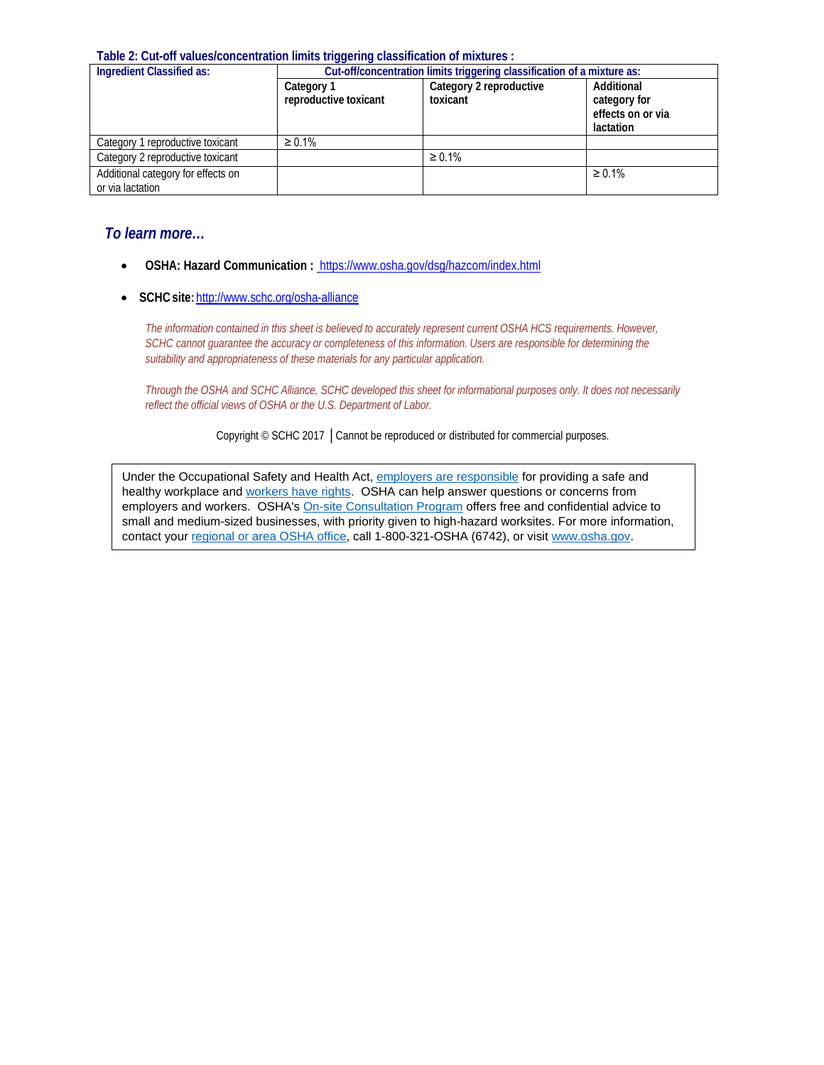**Table 2: Cut-off values/concentration limits triggering classification of mixtures :**

| Ingredient Classified as: | Cut-off/concentration limits triggering classification of a mixture as: | | |
|---|---|---|---|
| | **Category 1 reproductive toxicant** | **Category 2 reproductive toxicant** | **Additional category for effects on or via lactation** |
| Category 1 reproductive toxicant | ≥ 0.1% | | |
| Category 2 reproductive toxicant | | ≥ 0.1% | |
| Additional category for effects on or via lactation | | | ≥ 0.1% |

## *To learn more…*

- **OSHA: Hazard Communication :** https://www.osha.gov/dsg/hazcom/index.html
- **SCHC site:** http://www.schc.org/osha-alliance

*The information contained in this sheet is believed to accurately represent current OSHA HCS requirements. However, SCHC cannot guarantee the accuracy or completeness of this information. Users are responsible for determining the suitability and appropriateness of these materials for any particular application.*

*Through the OSHA and SCHC Alliance, SCHC developed this sheet for informational purposes only. It does not necessarily reflect the official views of OSHA or the U.S. Department of Labor.*

Copyright © SCHC 2017 | Cannot be reproduced or distributed for commercial purposes.

Under the Occupational Safety and Health Act, employers are responsible for providing a safe and healthy workplace and workers have rights. OSHA can help answer questions or concerns from employers and workers. OSHA's On-site Consultation Program offers free and confidential advice to small and medium-sized businesses, with priority given to high-hazard worksites. For more information, contact your regional or area OSHA office, call 1-800-321-OSHA (6742), or visit www.osha.gov.